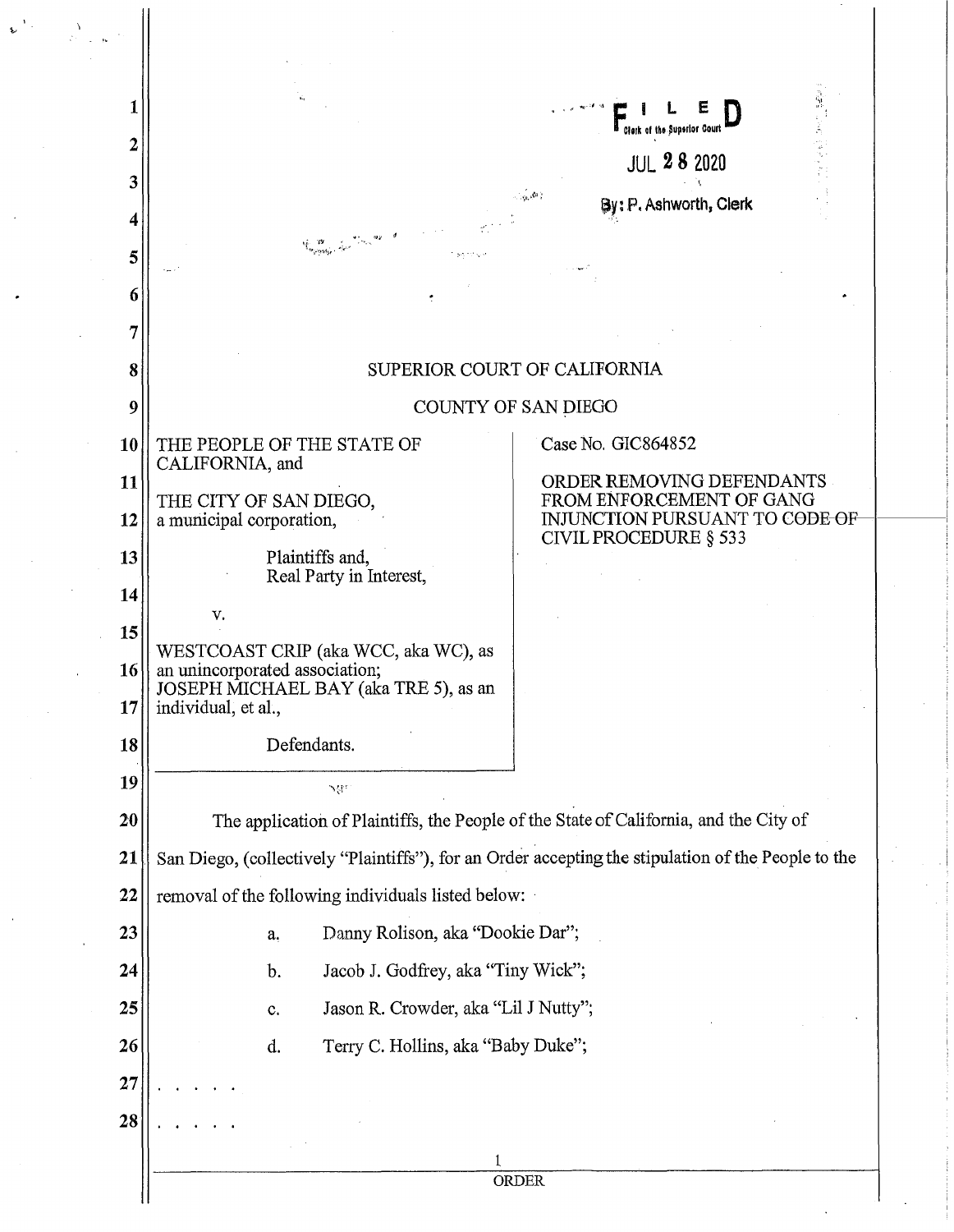FILED
Clerk of the Superior Court

JUL 28 2020

By: P. Ashworth, Clerk

SUPERIOR COURT OF CALIFORNIA

COUNTY OF SAN DIEGO

| | |
|---|---|
| THE PEOPLE OF THE STATE OF CALIFORNIA, and<br><br>THE CITY OF SAN DIEGO, a municipal corporation,<br><br>Plaintiffs and, Real Party in Interest,<br><br>v.<br><br>WESTCOAST CRIP (aka WCC, aka WC), as an unincorporated association; JOSEPH MICHAEL BAY (aka TRE 5), as an individual, et al.,<br><br>Defendants. | Case No. GIC864852<br><br>ORDER REMOVING DEFENDANTS FROM ENFORCEMENT OF GANG INJUNCTION PURSUANT TO CODE OF CIVIL PROCEDURE § 533 |

The application of Plaintiffs, the People of the State of California, and the City of San Diego, (collectively "Plaintiffs"), for an Order accepting the stipulation of the People to the removal of the following individuals listed below:

a. Danny Rolison, aka "Dookie Dar";

b. Jacob J. Godfrey, aka "Tiny Wick";

c. Jason R. Crowder, aka "Lil J Nutty";

d. Terry C. Hollins, aka "Baby Duke";

. . . . .

. . . . .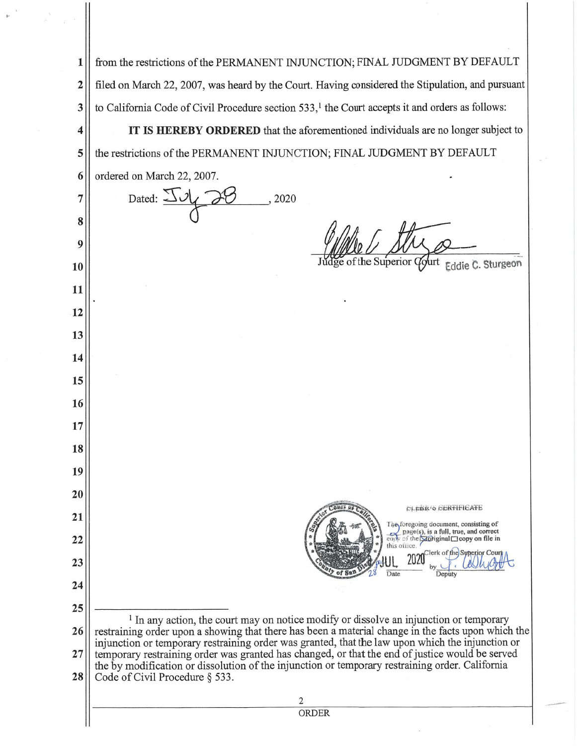from the restrictions of the PERMANENT INJUNCTION; FINAL JUDGMENT BY DEFAULT filed on March 22, 2007, was heard by the Court. Having considered the Stipulation, and pursuant to California Code of Civil Procedure section 533,[1] the Court accepts it and orders as follows:

**IT IS HEREBY ORDERED** that the aforementioned individuals are no longer subject to the restrictions of the PERMANENT INJUNCTION; FINAL JUDGMENT BY DEFAULT ordered on March 22, 2007.

Dated: July 28, 2020

Judge of the Superior Court Eddie C. Sturgeon

CLERK'S CERTIFICATE

The foregoing document, consisting of 2 page(s), is a full, true, and correct copy of the ☒ original ☐ copy on file in this office.

Clerk of the Superior Court

JUL 28 2020 by Deputy

Date

---

[1] In any action, the court may on notice modify or dissolve an injunction or temporary restraining order upon a showing that there has been a material change in the facts upon which the injunction or temporary restraining order was granted, that the law upon which the injunction or temporary restraining order was granted has changed, or that the end of justice would be served the by modification or dissolution of the injunction or temporary restraining order. California Code of Civil Procedure § 533.

ORDER